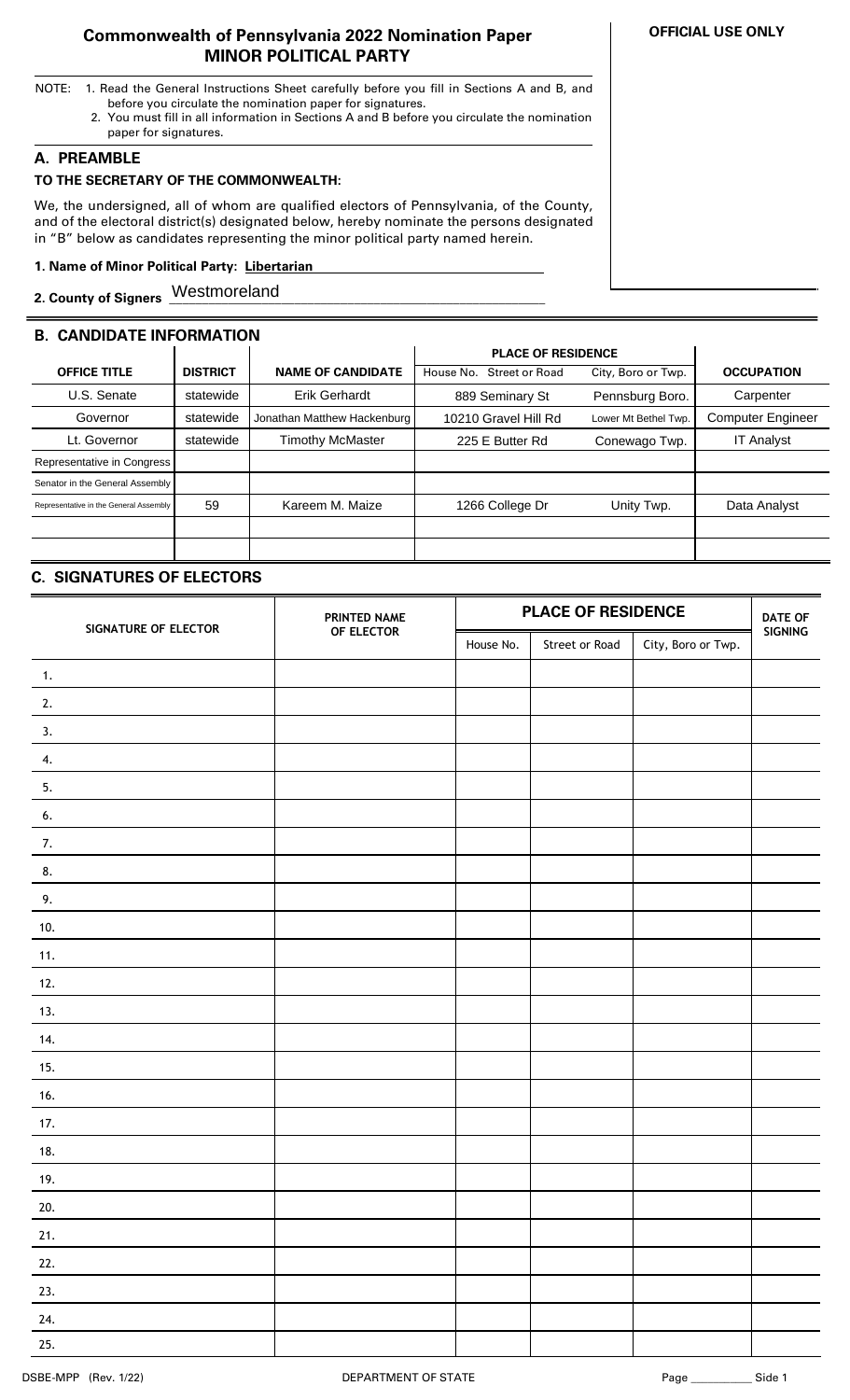# Commonwealth of Pennsylvania 2022 Nomination Paper
## MINOR POLITICAL PARTY

**OFFICIAL USE ONLY**

NOTE:
1. Read the General Instructions Sheet carefully before you fill in Sections A and B, and before you circulate the nomination paper for signatures.
2. You must fill in all information in Sections A and B before you circulate the nomination paper for signatures.

## A. PREAMBLE

**TO THE SECRETARY OF THE COMMONWEALTH:**

We, the undersigned, all of whom are qualified electors of Pennsylvania, of the County, and of the electoral district(s) designated below, hereby nominate the persons designated in "B" below as candidates representing the minor political party named herein.

**1. Name of Minor Political Party:** **Libertarian**

**2. County of Signers** Westmoreland

## B. CANDIDATE INFORMATION

| OFFICE TITLE | DISTRICT | NAME OF CANDIDATE | PLACE OF RESIDENCE | | OCCUPATION |
|---|---|---|---|---|---|
| | | | House No. Street or Road | City, Boro or Twp. | |
| U.S. Senate | statewide | Erik Gerhardt | 889 Seminary St | Pennsburg Boro. | Carpenter |
| Governor | statewide | Jonathan Matthew Hackenburg | 10210 Gravel Hill Rd | Lower Mt Bethel Twp. | Computer Engineer |
| Lt. Governor | statewide | Timothy McMaster | 225 E Butter Rd | Conewago Twp. | IT Analyst |
| Representative in Congress | | | | | |
| Senator in the General Assembly | | | | | |
| Representative in the General Assembly | 59 | Kareem M. Maize | 1266 College Dr | Unity Twp. | Data Analyst |
| | | | | | |
| | | | | | |

## C. SIGNATURES OF ELECTORS

| SIGNATURE OF ELECTOR | PRINTED NAME OF ELECTOR | PLACE OF RESIDENCE | | | DATE OF SIGNING |
|---|---|---|---|---|---|
| | | House No. | Street or Road | City, Boro or Twp. | |
| 1. | | | | | |
| 2. | | | | | |
| 3. | | | | | |
| 4. | | | | | |
| 5. | | | | | |
| 6. | | | | | |
| 7. | | | | | |
| 8. | | | | | |
| 9. | | | | | |
| 10. | | | | | |
| 11. | | | | | |
| 12. | | | | | |
| 13. | | | | | |
| 14. | | | | | |
| 15. | | | | | |
| 16. | | | | | |
| 17. | | | | | |
| 18. | | | | | |
| 19. | | | | | |
| 20. | | | | | |
| 21. | | | | | |
| 22. | | | | | |
| 23. | | | | | |
| 24. | | | | | |
| 25. | | | | | |

DSBE-MPP (Rev. 1/22) DEPARTMENT OF STATE Page ________ Side 1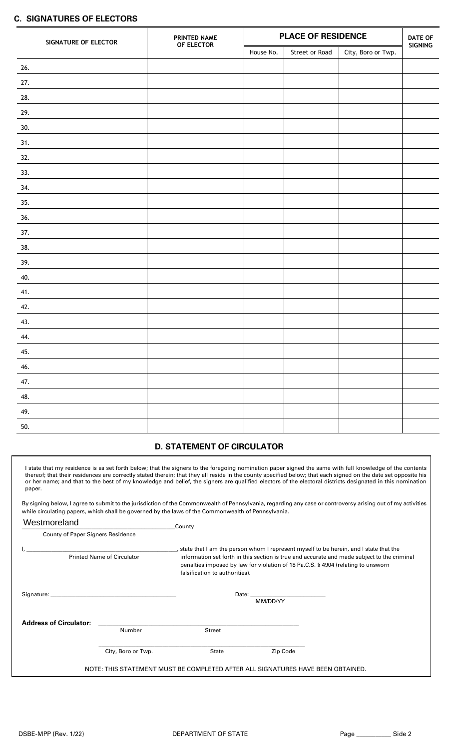## C. SIGNATURES OF ELECTORS

| SIGNATURE OF ELECTOR | PRINTED NAME OF ELECTOR | PLACE OF RESIDENCE | | | DATE OF SIGNING |
|---|---|---|---|---|---|
| | | House No. | Street or Road | City, Boro or Twp. | |
| 26. | | | | | |
| 27. | | | | | |
| 28. | | | | | |
| 29. | | | | | |
| 30. | | | | | |
| 31. | | | | | |
| 32. | | | | | |
| 33. | | | | | |
| 34. | | | | | |
| 35. | | | | | |
| 36. | | | | | |
| 37. | | | | | |
| 38. | | | | | |
| 39. | | | | | |
| 40. | | | | | |
| 41. | | | | | |
| 42. | | | | | |
| 43. | | | | | |
| 44. | | | | | |
| 45. | | | | | |
| 46. | | | | | |
| 47. | | | | | |
| 48. | | | | | |
| 49. | | | | | |
| 50. | | | | | |

## D. STATEMENT OF CIRCULATOR

I state that my residence is as set forth below; that the signers to the foregoing nomination paper signed the same with full knowledge of the contents thereof; that their residences are correctly stated therein; that they all reside in the county specified below; that each signed on the date set opposite his or her name; and that to the best of my knowledge and belief, the signers are qualified electors of the electoral districts designated in this nomination paper.

By signing below, I agree to submit to the jurisdiction of the Commonwealth of Pennsylvania, regarding any case or controversy arising out of my activities while circulating papers, which shall be governed by the laws of the Commonwealth of Pennsylvania.

Westmoreland County
County of Paper Signers Residence

I, ______________________, state that I am the person whom I represent myself to be herein, and I state that the information set forth in this section is true and accurate and made subject to the criminal penalties imposed by law for violation of 18 Pa.C.S. § 4904 (relating to unsworn falsification to authorities).
Printed Name of Circulator

Signature: ______________________ Date: ______________________
MM/DD/YY

**Address of Circulator:** ______________________
Number Street

______________________
City, Boro or Twp. State Zip Code

NOTE: THIS STATEMENT MUST BE COMPLETED AFTER ALL SIGNATURES HAVE BEEN OBTAINED.

DSBE-MPP (Rev. 1/22) DEPARTMENT OF STATE Page __________ Side 2